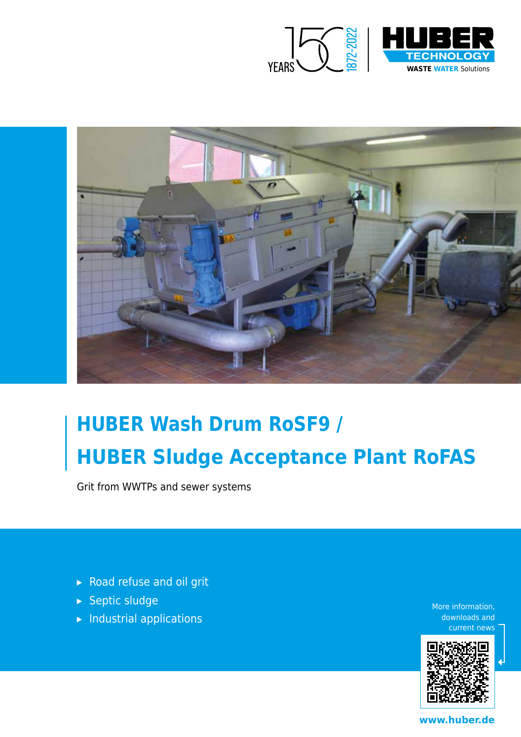YEARS 150 1872-2022

HUBER TECHNOLOGY

WASTE WATER Solutions

# HUBER Wash Drum RoSF9 / HUBER Sludge Acceptance Plant RoFAS

Grit from WWTPs and sewer systems

- Road refuse and oil grit
- Septic sludge
- Industrial applications

More information, downloads and current news

www.huber.de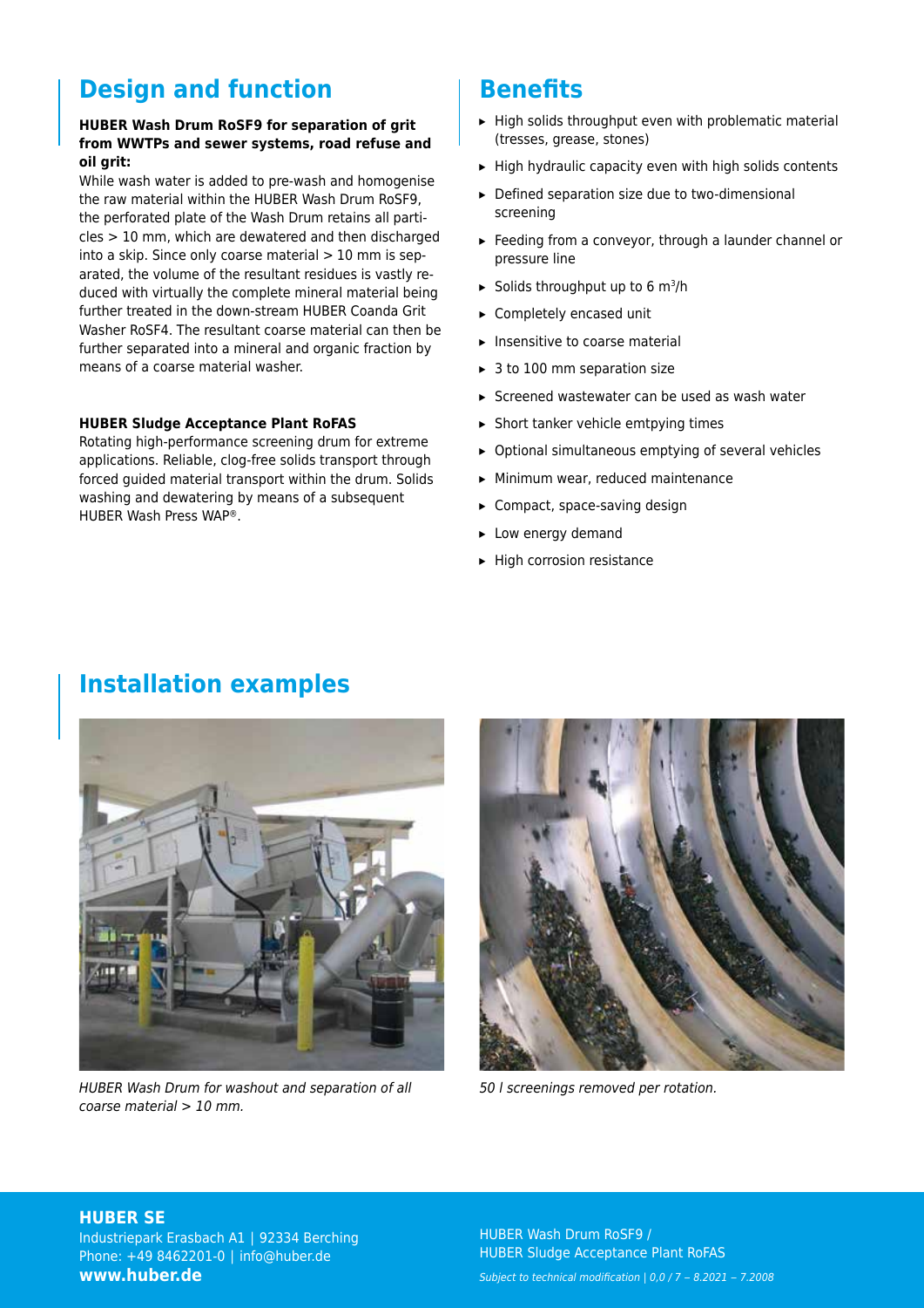## Design and function

**HUBER Wash Drum RoSF9 for separation of grit from WWTPs and sewer systems, road refuse and oil grit:**

While wash water is added to pre-wash and homogenise the raw material within the HUBER Wash Drum RoSF9, the perforated plate of the Wash Drum retains all particles > 10 mm, which are dewatered and then discharged into a skip. Since only coarse material > 10 mm is separated, the volume of the resultant residues is vastly reduced with virtually the complete mineral material being further treated in the down-stream HUBER Coanda Grit Washer RoSF4. The resultant coarse material can then be further separated into a mineral and organic fraction by means of a coarse material washer.

**HUBER Sludge Acceptance Plant RoFAS**

Rotating high-performance screening drum for extreme applications. Reliable, clog-free solids transport through forced guided material transport within the drum. Solids washing and dewatering by means of a subsequent HUBER Wash Press WAP®.

## Benefits

- High solids throughput even with problematic material (tresses, grease, stones)
- High hydraulic capacity even with high solids contents
- Defined separation size due to two-dimensional screening
- Feeding from a conveyor, through a launder channel or pressure line
- Solids throughput up to 6 $m^3$/h
- Completely encased unit
- Insensitive to coarse material
- 3 to 100 mm separation size
- Screened wastewater can be used as wash water
- Short tanker vehicle emtpying times
- Optional simultaneous emptying of several vehicles
- Minimum wear, reduced maintenance
- Compact, space-saving design
- Low energy demand
- High corrosion resistance

## Installation examples

*HUBER Wash Drum for washout and separation of all coarse material > 10 mm.*

*50 l screenings removed per rotation.*

**HUBER SE**
Industriepark Erasbach A1 | 92334 Berching
Phone: +49 8462201-0 | info@huber.de
**www.huber.de**

HUBER Wash Drum RoSF9 /
HUBER Sludge Acceptance Plant RoFAS

*Subject to technical modification | 0,0 / 7 – 8.2021 – 7.2008*